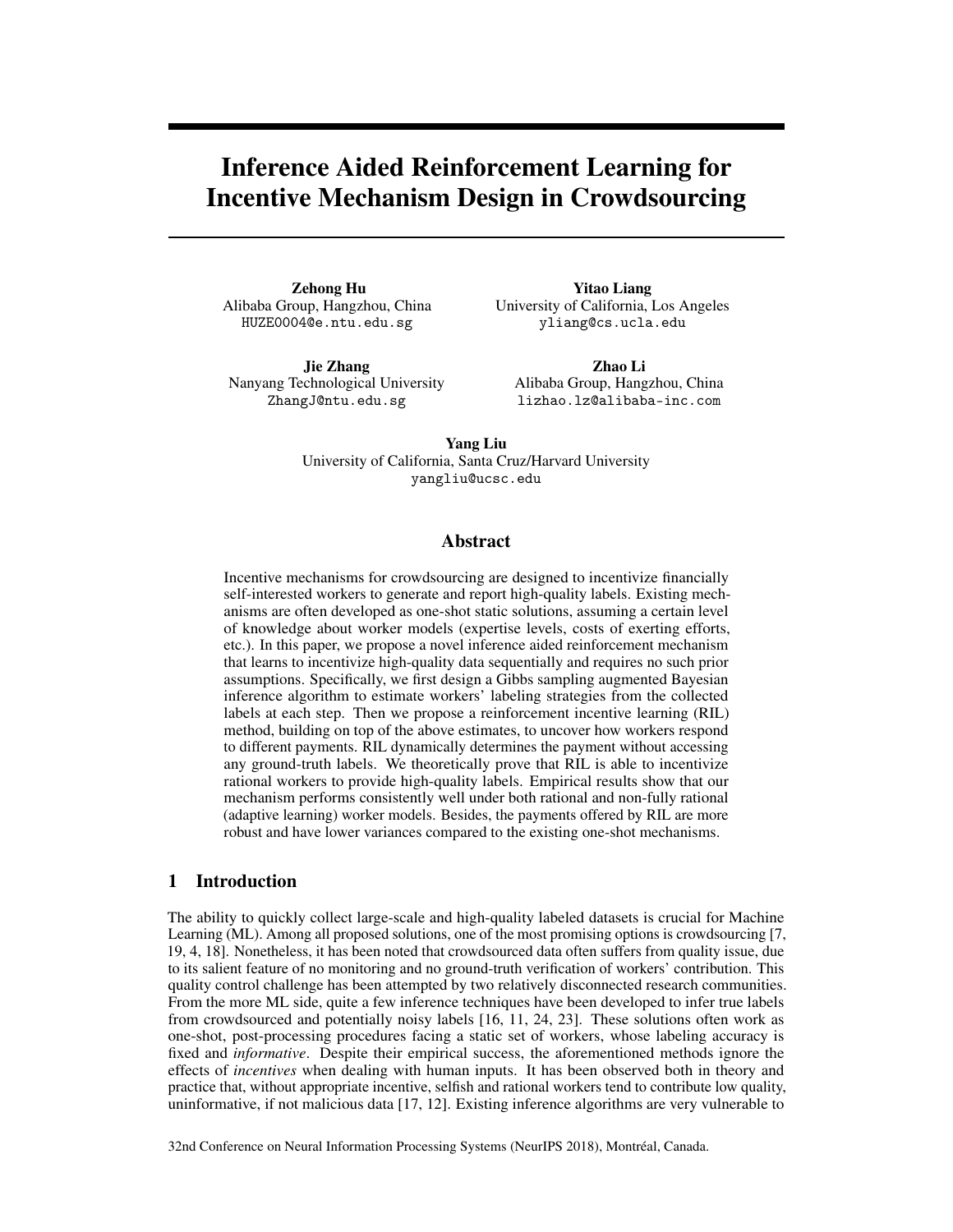# Inference Aided Reinforcement Learning for Incentive Mechanism Design in Crowdsourcing

**Zehong Hu**
Alibaba Group, Hangzhou, China
HUZE0004@e.ntu.edu.sg

**Yitao Liang**
University of California, Los Angeles
yliang@cs.ucla.edu

**Jie Zhang**
Nanyang Technological University
ZhangJ@ntu.edu.sg

**Zhao Li**
Alibaba Group, Hangzhou, China
lizhao.lz@alibaba-inc.com

**Yang Liu**
University of California, Santa Cruz/Harvard University
yangliu@ucsc.edu

## Abstract

Incentive mechanisms for crowdsourcing are designed to incentivize financially self-interested workers to generate and report high-quality labels. Existing mechanisms are often developed as one-shot static solutions, assuming a certain level of knowledge about worker models (expertise levels, costs of exerting efforts, etc.). In this paper, we propose a novel inference aided reinforcement mechanism that learns to incentivize high-quality data sequentially and requires no such prior assumptions. Specifically, we first design a Gibbs sampling augmented Bayesian inference algorithm to estimate workers' labeling strategies from the collected labels at each step. Then we propose a reinforcement incentive learning (RIL) method, building on top of the above estimates, to uncover how workers respond to different payments. RIL dynamically determines the payment without accessing any ground-truth labels. We theoretically prove that RIL is able to incentivize rational workers to provide high-quality labels. Empirical results show that our mechanism performs consistently well under both rational and non-fully rational (adaptive learning) worker models. Besides, the payments offered by RIL are more robust and have lower variances compared to the existing one-shot mechanisms.

## 1 Introduction

The ability to quickly collect large-scale and high-quality labeled datasets is crucial for Machine Learning (ML). Among all proposed solutions, one of the most promising options is crowdsourcing [7, 19, 4, 18]. Nonetheless, it has been noted that crowdsourced data often suffers from quality issue, due to its salient feature of no monitoring and no ground-truth verification of workers' contribution. This quality control challenge has been attempted by two relatively disconnected research communities. From the more ML side, quite a few inference techniques have been developed to infer true labels from crowdsourced and potentially noisy labels [16, 11, 24, 23]. These solutions often work as one-shot, post-processing procedures facing a static set of workers, whose labeling accuracy is fixed and *informative*. Despite their empirical success, the aforementioned methods ignore the effects of *incentives* when dealing with human inputs. It has been observed both in theory and practice that, without appropriate incentive, selfish and rational workers tend to contribute low quality, uninformative, if not malicious data [17, 12]. Existing inference algorithms are very vulnerable to

32nd Conference on Neural Information Processing Systems (NeurIPS 2018), Montréal, Canada.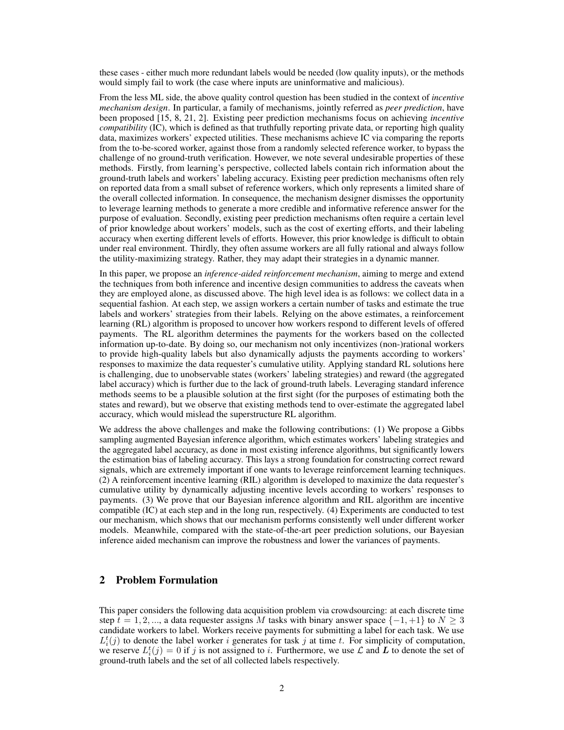these cases - either much more redundant labels would be needed (low quality inputs), or the methods would simply fail to work (the case where inputs are uninformative and malicious).

From the less ML side, the above quality control question has been studied in the context of *incentive mechanism design*. In particular, a family of mechanisms, jointly referred as *peer prediction*, have been proposed [15, 8, 21, 2]. Existing peer prediction mechanisms focus on achieving *incentive compatibility* (IC), which is defined as that truthfully reporting private data, or reporting high quality data, maximizes workers' expected utilities. These mechanisms achieve IC via comparing the reports from the to-be-scored worker, against those from a randomly selected reference worker, to bypass the challenge of no ground-truth verification. However, we note several undesirable properties of these methods. Firstly, from learning's perspective, collected labels contain rich information about the ground-truth labels and workers' labeling accuracy. Existing peer prediction mechanisms often rely on reported data from a small subset of reference workers, which only represents a limited share of the overall collected information. In consequence, the mechanism designer dismisses the opportunity to leverage learning methods to generate a more credible and informative reference answer for the purpose of evaluation. Secondly, existing peer prediction mechanisms often require a certain level of prior knowledge about workers' models, such as the cost of exerting efforts, and their labeling accuracy when exerting different levels of efforts. However, this prior knowledge is difficult to obtain under real environment. Thirdly, they often assume workers are all fully rational and always follow the utility-maximizing strategy. Rather, they may adapt their strategies in a dynamic manner.

In this paper, we propose an *inference-aided reinforcement mechanism*, aiming to merge and extend the techniques from both inference and incentive design communities to address the caveats when they are employed alone, as discussed above. The high level idea is as follows: we collect data in a sequential fashion. At each step, we assign workers a certain number of tasks and estimate the true labels and workers' strategies from their labels. Relying on the above estimates, a reinforcement learning (RL) algorithm is proposed to uncover how workers respond to different levels of offered payments. The RL algorithm determines the payments for the workers based on the collected information up-to-date. By doing so, our mechanism not only incentivizes (non-)rational workers to provide high-quality labels but also dynamically adjusts the payments according to workers' responses to maximize the data requester's cumulative utility. Applying standard RL solutions here is challenging, due to unobservable states (workers' labeling strategies) and reward (the aggregated label accuracy) which is further due to the lack of ground-truth labels. Leveraging standard inference methods seems to be a plausible solution at the first sight (for the purposes of estimating both the states and reward), but we observe that existing methods tend to over-estimate the aggregated label accuracy, which would mislead the superstructure RL algorithm.

We address the above challenges and make the following contributions: (1) We propose a Gibbs sampling augmented Bayesian inference algorithm, which estimates workers' labeling strategies and the aggregated label accuracy, as done in most existing inference algorithms, but significantly lowers the estimation bias of labeling accuracy. This lays a strong foundation for constructing correct reward signals, which are extremely important if one wants to leverage reinforcement learning techniques. (2) A reinforcement incentive learning (RIL) algorithm is developed to maximize the data requester's cumulative utility by dynamically adjusting incentive levels according to workers' responses to payments. (3) We prove that our Bayesian inference algorithm and RIL algorithm are incentive compatible (IC) at each step and in the long run, respectively. (4) Experiments are conducted to test our mechanism, which shows that our mechanism performs consistently well under different worker models. Meanwhile, compared with the state-of-the-art peer prediction solutions, our Bayesian inference aided mechanism can improve the robustness and lower the variances of payments.

## 2 Problem Formulation

This paper considers the following data acquisition problem via crowdsourcing: at each discrete time step $t = 1, 2, ...$, a data requester assigns $M$ tasks with binary answer space $\{-1, +1\}$ to $N \geq 3$ candidate workers to label. Workers receive payments for submitting a label for each task. We use $L_i^t(j)$ to denote the label worker $i$ generates for task $j$ at time $t$. For simplicity of computation, we reserve $L_i^t(j) = 0$ if $j$ is not assigned to $i$. Furthermore, we use $\mathcal{L}$ and $\boldsymbol{L}$ to denote the set of ground-truth labels and the set of all collected labels respectively.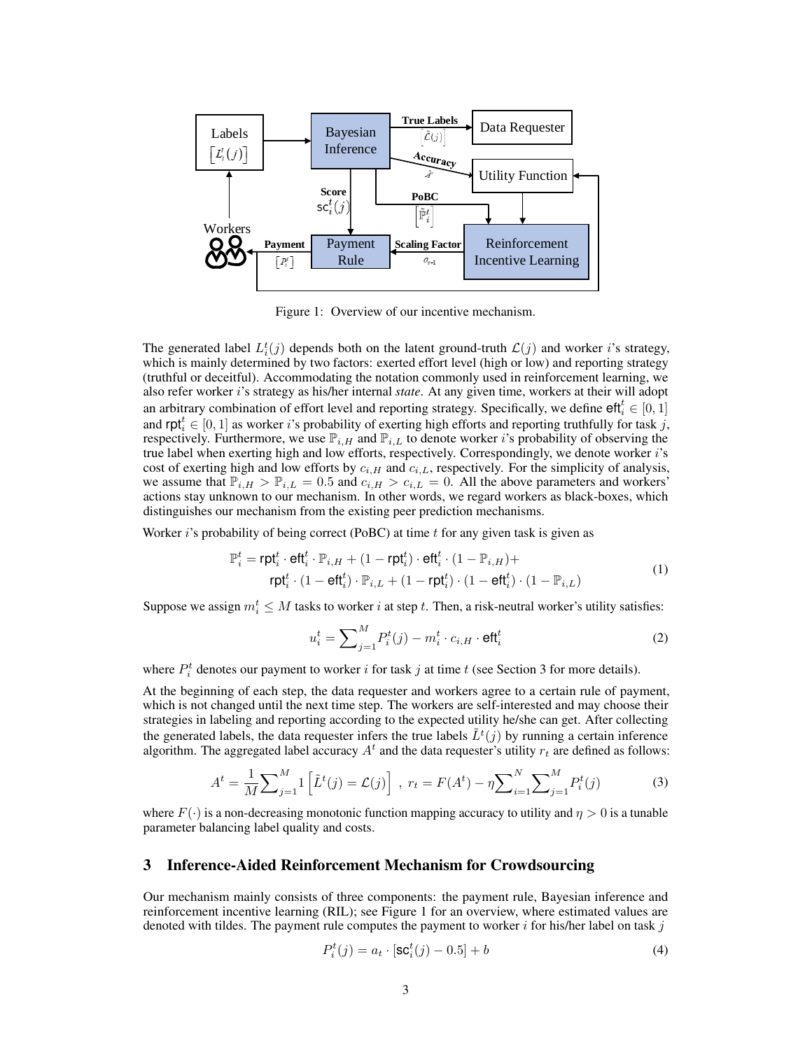Figure 1: Overview of our incentive mechanism.

The generated label $L_i^t(j)$ depends both on the latent ground-truth $\mathcal{L}(j)$ and worker $i$'s strategy, which is mainly determined by two factors: exerted effort level (high or low) and reporting strategy (truthful or deceitful). Accommodating the notation commonly used in reinforcement learning, we also refer worker $i$'s strategy as his/her internal *state*. At any given time, workers at their will adopt an arbitrary combination of effort level and reporting strategy. Specifically, we define $\mathsf{eft}_i^t \in [0, 1]$ and $\mathsf{rpt}_i^t \in [0, 1]$ as worker $i$'s probability of exerting high efforts and reporting truthfully for task $j$, respectively. Furthermore, we use $\mathbb{P}_{i,H}$ and $\mathbb{P}_{i,L}$ to denote worker $i$'s probability of observing the true label when exerting high and low efforts, respectively. Correspondingly, we denote worker $i$'s cost of exerting high and low efforts by $c_{i,H}$ and $c_{i,L}$, respectively. For the simplicity of analysis, we assume that $\mathbb{P}_{i,H} > \mathbb{P}_{i,L} = 0.5$ and $c_{i,H} > c_{i,L} = 0$. All the above parameters and workers' actions stay unknown to our mechanism. In other words, we regard workers as black-boxes, which distinguishes our mechanism from the existing peer prediction mechanisms.

Worker $i$'s probability of being correct (PoBC) at time $t$ for any given task is given as

$$
\begin{aligned}
\mathbb{P}_i^t = \mathsf{rpt}_i^t \cdot \mathsf{eft}_i^t \cdot \mathbb{P}_{i,H} + (1 - \mathsf{rpt}_i^t) \cdot \mathsf{eft}_i^t \cdot (1 - \mathbb{P}_{i,H}) + \\
\mathsf{rpt}_i^t \cdot (1 - \mathsf{eft}_i^t) \cdot \mathbb{P}_{i,L} + (1 - \mathsf{rpt}_i^t) \cdot (1 - \mathsf{eft}_i^t) \cdot (1 - \mathbb{P}_{i,L})
\end{aligned}
\tag{1}
$$

Suppose we assign $m_i^t \leq M$ tasks to worker $i$ at step $t$. Then, a risk-neutral worker's utility satisfies:

$$
u_i^t = \sum\nolimits_{j=1}^{M} P_i^t(j) - m_i^t \cdot c_{i,H} \cdot \mathsf{eft}_i^t \tag{2}
$$

where $P_i^t$ denotes our payment to worker $i$ for task $j$ at time $t$ (see Section 3 for more details).

At the beginning of each step, the data requester and workers agree to a certain rule of payment, which is not changed until the next time step. The workers are self-interested and may choose their strategies in labeling and reporting according to the expected utility he/she can get. After collecting the generated labels, the data requester infers the true labels $\tilde{L}^t(j)$ by running a certain inference algorithm. The aggregated label accuracy $A^t$ and the data requester's utility $r_t$ are defined as follows:

$$
A^t = \frac{1}{M} \sum\nolimits_{j=1}^{M} 1\left[\tilde{L}^t(j) = \mathcal{L}(j)\right] \ , \ r_t = F(A^t) - \eta \sum\nolimits_{i=1}^{N} \sum\nolimits_{j=1}^{M} P_i^t(j) \tag{3}
$$

where $F(\cdot)$ is a non-decreasing monotonic function mapping accuracy to utility and $\eta > 0$ is a tunable parameter balancing label quality and costs.

## 3 Inference-Aided Reinforcement Mechanism for Crowdsourcing

Our mechanism mainly consists of three components: the payment rule, Bayesian inference and reinforcement incentive learning (RIL); see Figure 1 for an overview, where estimated values are denoted with tildes. The payment rule computes the payment to worker $i$ for his/her label on task $j$

$$
P_i^t(j) = a_t \cdot [\mathsf{sc}_i^t(j) - 0.5] + b \tag{4}
$$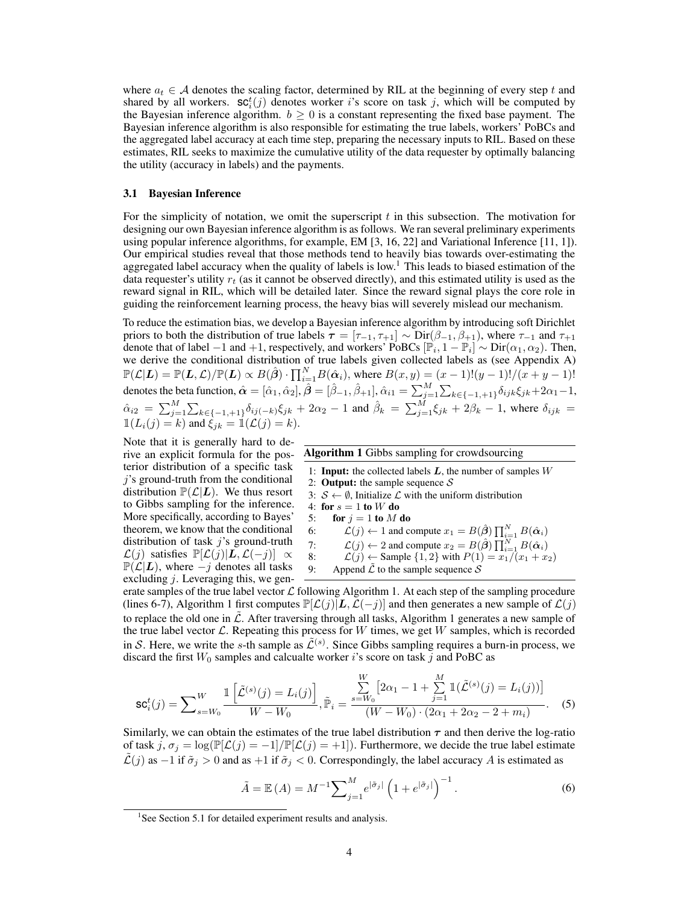where $a_t \in \mathcal{A}$ denotes the scaling factor, determined by RIL at the beginning of every step $t$ and shared by all workers. $\mathsf{sc}_i^t(j)$ denotes worker $i$'s score on task $j$, which will be computed by the Bayesian inference algorithm. $b \geq 0$ is a constant representing the fixed base payment. The Bayesian inference algorithm is also responsible for estimating the true labels, workers' PoBCs and the aggregated label accuracy at each time step, preparing the necessary inputs to RIL. Based on these estimates, RIL seeks to maximize the cumulative utility of the data requester by optimally balancing the utility (accuracy in labels) and the payments.

### 3.1 Bayesian Inference

For the simplicity of notation, we omit the superscript $t$ in this subsection. The motivation for designing our own Bayesian inference algorithm is as follows. We ran several preliminary experiments using popular inference algorithms, for example, EM [3, 16, 22] and Variational Inference [11, 1]). Our empirical studies reveal that those methods tend to heavily bias towards over-estimating the aggregated label accuracy when the quality of labels is low.[1] This leads to biased estimation of the data requester's utility $r_t$ (as it cannot be observed directly), and this estimated utility is used as the reward signal in RIL, which will be detailed later. Since the reward signal plays the core role in guiding the reinforcement learning process, the heavy bias will severely mislead our mechanism.

To reduce the estimation bias, we develop a Bayesian inference algorithm by introducing soft Dirichlet priors to both the distribution of true labels $\boldsymbol{\tau} = [\tau_{-1}, \tau_{+1}] \sim \mathrm{Dir}(\beta_{-1}, \beta_{+1})$, where $\tau_{-1}$ and $\tau_{+1}$ denote that of label $-1$ and $+1$, respectively, and workers' PoBCs $[\mathbb{P}_i, 1-\mathbb{P}_i] \sim \mathrm{Dir}(\alpha_1, \alpha_2)$. Then, we derive the conditional distribution of true labels given collected labels as (see Appendix A) $\mathbb{P}(\mathcal{L}|\boldsymbol{L}) = \mathbb{P}(\boldsymbol{L}, \mathcal{L})/\mathbb{P}(\boldsymbol{L}) \propto B(\hat{\boldsymbol{\beta}}) \cdot \prod_{i=1}^{N} B(\hat{\boldsymbol{\alpha}}_i)$, where $B(x, y) = (x-1)!(y-1)!/(x+y-1)!$ denotes the beta function, $\hat{\boldsymbol{\alpha}} = [\hat{\alpha}_1, \hat{\alpha}_2]$, $\hat{\boldsymbol{\beta}} = [\hat{\beta}_{-1}, \hat{\beta}_{+1}]$, $\hat{\alpha}_{i1} = \sum_{j=1}^{M}\sum_{k\in\{-1,+1\}}\delta_{ijk}\xi_{jk} + 2\alpha_1 - 1$, $\hat{\alpha}_{i2} = \sum_{j=1}^{M}\sum_{k\in\{-1,+1\}}\delta_{ij(-k)}\xi_{jk} + 2\alpha_2 - 1$ and $\hat{\beta}_k = \sum_{j=1}^{M}\xi_{jk} + 2\beta_k - 1$, where $\delta_{ijk} = \mathbb{1}(L_i(j) = k)$ and $\xi_{jk} = \mathbb{1}(\mathcal{L}(j) = k)$.

Note that it is generally hard to derive an explicit formula for the posterior distribution of a specific task $j$'s ground-truth from the conditional distribution $\mathbb{P}(\mathcal{L}|\boldsymbol{L})$. We thus resort to Gibbs sampling for the inference. More specifically, according to Bayes' theorem, we know that the conditional distribution of task $j$'s ground-truth $\mathcal{L}(j)$ satisfies $\mathbb{P}[\mathcal{L}(j)|\boldsymbol{L}, \mathcal{L}(-j)] \propto \mathbb{P}(\mathcal{L}|\boldsymbol{L})$, where $-j$ denotes all tasks excluding $j$. Leveraging this, we generate samples of the true label vector $\mathcal{L}$ following Algorithm 1. At each step of the sampling procedure (lines 6-7), Algorithm 1 first computes $\mathbb{P}[\mathcal{L}(j)|\boldsymbol{L}, \mathcal{L}(-j)]$ and then generates a new sample of $\mathcal{L}(j)$ to replace the old one in $\tilde{\mathcal{L}}$. After traversing through all tasks, Algorithm 1 generates a new sample of the true label vector $\mathcal{L}$. Repeating this process for $W$ times, we get $W$ samples, which is recorded in $\mathcal{S}$. Here, we write the $s$-th sample as $\tilde{\mathcal{L}}^{(s)}$. Since Gibbs sampling requires a burn-in process, we discard the first $W_0$ samples and calcualte worker $i$'s score on task $j$ and PoBC as

**Algorithm 1** Gibbs sampling for crowdsourcing

```
1: Input: the collected labels L, the number of samples W
2: Output: the sample sequence S
3: S ← ∅, Initialize L with the uniform distribution
4: for s = 1 to W do
5:     for j = 1 to M do
6:         L(j) ← 1 and compute x_1 = B(β̂) ∏_{i=1}^N B(α̂_i)
7:         L(j) ← 2 and compute x_2 = B(β̂) ∏_{i=1}^N B(α̂_i)
8:         L(j) ← Sample {1, 2} with P(1) = x_1/(x_1 + x_2)
9:     Append L̃ to the sample sequence S
```

$$
\mathsf{sc}_i^t(j) = \sum_{s=W_0}^{W} \frac{\mathbb{1}\left[\tilde{\mathcal{L}}^{(s)}(j) = L_i(j)\right]}{W - W_0}, \tilde{\mathbb{P}}_i = \frac{\sum_{s=W_0}^{W}\left[2\alpha_1 - 1 + \sum_{j=1}^{M}\mathbb{1}(\tilde{\mathcal{L}}^{(s)}(j) = L_i(j))\right]}{(W - W_0)\cdot(2\alpha_1 + 2\alpha_2 - 2 + m_i)}. \quad (5)
$$

Similarly, we can obtain the estimates of the true label distribution $\boldsymbol{\tau}$ and then derive the log-ratio of task $j$, $\sigma_j = \log(\mathbb{P}[\mathcal{L}(j) = -1]/\mathbb{P}[\mathcal{L}(j) = +1])$. Furthermore, we decide the true label estimate $\tilde{\mathcal{L}}(j)$ as $-1$ if $\tilde{\sigma}_j > 0$ and as $+1$ if $\tilde{\sigma}_j < 0$. Correspondingly, the label accuracy $A$ is estimated as

$$
\tilde{A} = \mathbb{E}(A) = M^{-1}\sum_{j=1}^{M} e^{|\tilde{\sigma}_j|}\left(1 + e^{|\tilde{\sigma}_j|}\right)^{-1}. \quad (6)
$$

[1] See Section 5.1 for detailed experiment results and analysis.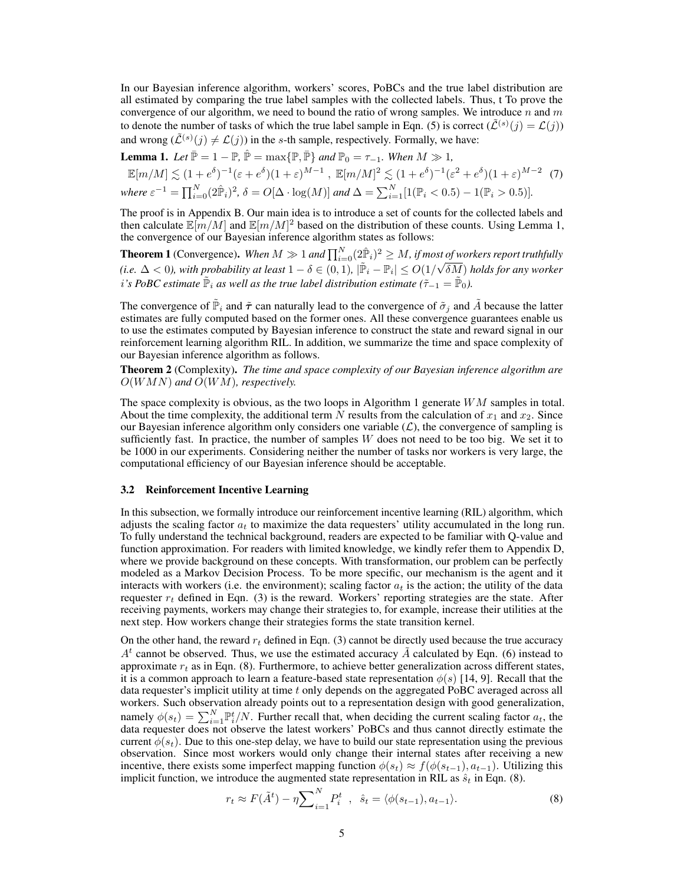In our Bayesian inference algorithm, workers' scores, PoBCs and the true label distribution are all estimated by comparing the true label samples with the collected labels. Thus, t To prove the convergence of our algorithm, we need to bound the ratio of wrong samples. We introduce $n$ and $m$ to denote the number of tasks of which the true label sample in Eqn. (5) is correct ($\tilde{\mathcal{L}}^{(s)}(j) = \mathcal{L}(j)$) and wrong ($\tilde{\mathcal{L}}^{(s)}(j) \neq \mathcal{L}(j)$) in the $s$-th sample, respectively. Formally, we have:

**Lemma 1.** *Let $\bar{\mathbb{P}} = 1 - \mathbb{P}$, $\hat{\mathbb{P}} = \max\{\mathbb{P}, \bar{\mathbb{P}}\}$ and $\mathbb{P}_0 = \tau_{-1}$. When $M \gg 1$,*

$$\mathbb{E}[m/M] \lesssim (1+e^{\delta})^{-1}(\varepsilon + e^{\delta})(1+\varepsilon)^{M-1} \ , \ \mathbb{E}[m/M]^2 \lesssim (1+e^{\delta})^{-1}(\varepsilon^2 + e^{\delta})(1+\varepsilon)^{M-2} \quad (7)$$

*where $\varepsilon^{-1} = \prod_{i=0}^{N}(2\hat{\mathbb{P}}_i)^2$, $\delta = O[\Delta \cdot \log(M)]$ and $\Delta = \sum_{i=1}^{N}[1(\mathbb{P}_i < 0.5) - 1(\mathbb{P}_i > 0.5)]$.*

The proof is in Appendix B. Our main idea is to introduce a set of counts for the collected labels and then calculate $\mathbb{E}[m/M]$ and $\mathbb{E}[m/M]^2$ based on the distribution of these counts. Using Lemma 1, the convergence of our Bayesian inference algorithm states as follows:

**Theorem 1** (Convergence). *When $M \gg 1$ and $\prod_{i=0}^{N}(2\hat{\mathbb{P}}_i)^2 \geq M$, if most of workers report truthfully (i.e. $\Delta < 0$), with probability at least $1 - \delta \in (0, 1)$, $|\tilde{\mathbb{P}}_i - \mathbb{P}_i| \leq O(1/\sqrt{\delta M})$ holds for any worker $i$'s PoBC estimate $\tilde{\mathbb{P}}_i$ as well as the true label distribution estimate ($\tilde{\tau}_{-1} = \tilde{\mathbb{P}}_0$).*

The convergence of $\tilde{\mathbb{P}}_i$ and $\tilde{\boldsymbol{\tau}}$ can naturally lead to the convergence of $\tilde{\sigma}_j$ and $\tilde{A}$ because the latter estimates are fully computed based on the former ones. All these convergence guarantees enable us to use the estimates computed by Bayesian inference to construct the state and reward signal in our reinforcement learning algorithm RIL. In addition, we summarize the time and space complexity of our Bayesian inference algorithm as follows.

**Theorem 2** (Complexity). *The time and space complexity of our Bayesian inference algorithm are $O(WMN)$ and $O(WM)$, respectively.*

The space complexity is obvious, as the two loops in Algorithm 1 generate $WM$ samples in total. About the time complexity, the additional term $N$ results from the calculation of $x_1$ and $x_2$. Since our Bayesian inference algorithm only considers one variable ($\mathcal{L}$), the convergence of sampling is sufficiently fast. In practice, the number of samples $W$ does not need to be too big. We set it to be 1000 in our experiments. Considering neither the number of tasks nor workers is very large, the computational efficiency of our Bayesian inference should be acceptable.

### 3.2 Reinforcement Incentive Learning

In this subsection, we formally introduce our reinforcement incentive learning (RIL) algorithm, which adjusts the scaling factor $a_t$ to maximize the data requesters' utility accumulated in the long run. To fully understand the technical background, readers are expected to be familiar with Q-value and function approximation. For readers with limited knowledge, we kindly refer them to Appendix D, where we provide background on these concepts. With transformation, our problem can be perfectly modeled as a Markov Decision Process. To be more specific, our mechanism is the agent and it interacts with workers (i.e. the environment); scaling factor $a_t$ is the action; the utility of the data requester $r_t$ defined in Eqn. (3) is the reward. Workers' reporting strategies are the state. After receiving payments, workers may change their strategies to, for example, increase their utilities at the next step. How workers change their strategies forms the state transition kernel.

On the other hand, the reward $r_t$ defined in Eqn. (3) cannot be directly used because the true accuracy $A^t$ cannot be observed. Thus, we use the estimated accuracy $\tilde{A}$ calculated by Eqn. (6) instead to approximate $r_t$ as in Eqn. (8). Furthermore, to achieve better generalization across different states, it is a common approach to learn a feature-based state representation $\phi(s)$ [14, 9]. Recall that the data requester's implicit utility at time $t$ only depends on the aggregated PoBC averaged across all workers. Such observation already points out to a representation design with good generalization, namely $\phi(s_t) = \sum_{i=1}^{N}\mathbb{P}_i^t/N$. Further recall that, when deciding the current scaling factor $a_t$, the data requester does not observe the latest workers' PoBCs and thus cannot directly estimate the current $\phi(s_t)$. Due to this one-step delay, we have to build our state representation using the previous observation. Since most workers would only change their internal states after receiving a new incentive, there exists some imperfect mapping function $\phi(s_t) \approx f(\phi(s_{t-1}), a_{t-1})$. Utilizing this implicit function, we introduce the augmented state representation in RIL as $\hat{s}_t$ in Eqn. (8).

$$r_t \approx F(\tilde{A}^t) - \eta \sum_{i=1}^{N} P_i^t \ \ , \ \ \hat{s}_t = \langle \phi(s_{t-1}), a_{t-1} \rangle. \quad (8)$$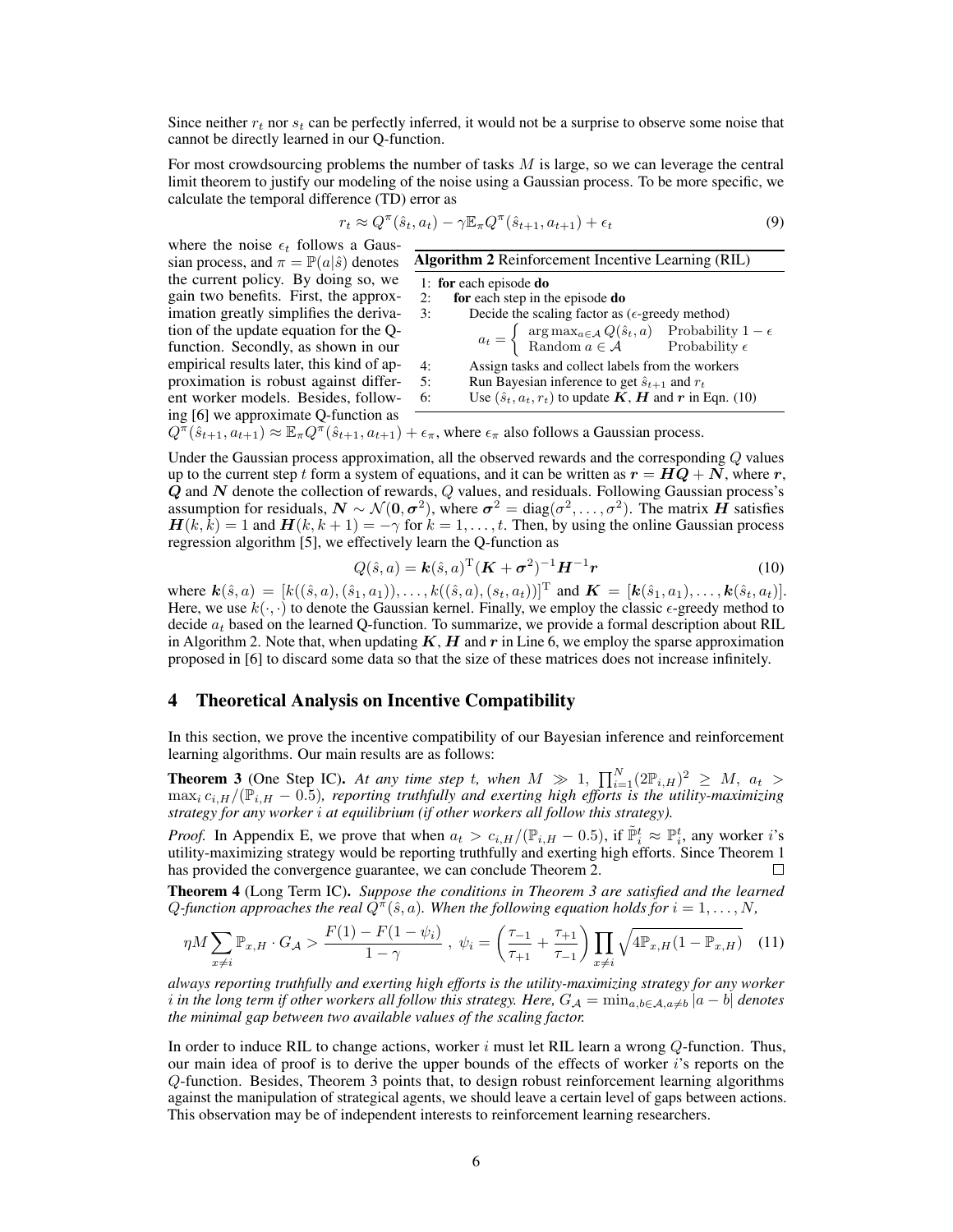Since neither $r_t$ nor $s_t$ can be perfectly inferred, it would not be a surprise to observe some noise that cannot be directly learned in our Q-function.

For most crowdsourcing problems the number of tasks $M$ is large, so we can leverage the central limit theorem to justify our modeling of the noise using a Gaussian process. To be more specific, we calculate the temporal difference (TD) error as

$$r_t \approx Q^\pi(\hat{s}_t, a_t) - \gamma \mathbb{E}_\pi Q^\pi(\hat{s}_{t+1}, a_{t+1}) + \epsilon_t \tag{9}$$

where the noise $\epsilon_t$ follows a Gaussian process, and $\pi = \mathbb{P}(a|\hat{s})$ denotes the current policy. By doing so, we gain two benefits. First, the approximation greatly simplifies the derivation of the update equation for the Q-function. Secondly, as shown in our empirical results later, this kind of approximation is robust against different worker models. Besides, following [6] we approximate Q-function as $Q^\pi(\hat{s}_{t+1}, a_{t+1}) \approx \mathbb{E}_\pi Q^\pi(\hat{s}_{t+1}, a_{t+1}) + \epsilon_\pi$, where $\epsilon_\pi$ also follows a Gaussian process.

**Algorithm 2** Reinforcement Incentive Learning (RIL)

1: **for** each episode **do**
2: &nbsp;&nbsp;&nbsp;&nbsp;**for** each step in the episode **do**
3: &nbsp;&nbsp;&nbsp;&nbsp;&nbsp;&nbsp;&nbsp;&nbsp;Decide the scaling factor as ($\epsilon$-greedy method)
$$a_t = \begin{cases} \arg\max_{a \in \mathcal{A}} Q(\hat{s}_t, a) & \text{Probability } 1-\epsilon \\ \text{Random } a \in \mathcal{A} & \text{Probability } \epsilon \end{cases}$$
4: &nbsp;&nbsp;&nbsp;&nbsp;&nbsp;&nbsp;&nbsp;&nbsp;Assign tasks and collect labels from the workers
5: &nbsp;&nbsp;&nbsp;&nbsp;&nbsp;&nbsp;&nbsp;&nbsp;Run Bayesian inference to get $\hat{s}_{t+1}$ and $r_t$
6: &nbsp;&nbsp;&nbsp;&nbsp;&nbsp;&nbsp;&nbsp;&nbsp;Use $(\hat{s}_t, a_t, r_t)$ to update $\boldsymbol{K}$, $\boldsymbol{H}$ and $\boldsymbol{r}$ in Eqn. (10)

Under the Gaussian process approximation, all the observed rewards and the corresponding $Q$ values up to the current step $t$ form a system of equations, and it can be written as $\boldsymbol{r} = \boldsymbol{H}\boldsymbol{Q} + \boldsymbol{N}$, where $\boldsymbol{r}$, $\boldsymbol{Q}$ and $\boldsymbol{N}$ denote the collection of rewards, $Q$ values, and residuals. Following Gaussian process's assumption for residuals, $\boldsymbol{N} \sim \mathcal{N}(\boldsymbol{0}, \boldsymbol{\sigma}^2)$, where $\boldsymbol{\sigma}^2 = \text{diag}(\sigma^2, \ldots, \sigma^2)$. The matrix $\boldsymbol{H}$ satisfies $\boldsymbol{H}(k,k) = 1$ and $\boldsymbol{H}(k, k+1) = -\gamma$ for $k = 1, \ldots, t$. Then, by using the online Gaussian process regression algorithm [5], we effectively learn the Q-function as

$$Q(\hat{s}, a) = \boldsymbol{k}(\hat{s}, a)^{\mathrm{T}} (\boldsymbol{K} + \boldsymbol{\sigma}^2)^{-1} \boldsymbol{H}^{-1} \boldsymbol{r} \tag{10}$$

where $\boldsymbol{k}(\hat{s}, a) = [k((\hat{s}, a), (\hat{s}_1, a_1)), \ldots, k((\hat{s}, a), (s_t, a_t))]^{\mathrm{T}}$ and $\boldsymbol{K} = [\boldsymbol{k}(\hat{s}_1, a_1), \ldots, \boldsymbol{k}(\hat{s}_t, a_t)]$. Here, we use $k(\cdot, \cdot)$ to denote the Gaussian kernel. Finally, we employ the classic $\epsilon$-greedy method to decide $a_t$ based on the learned Q-function. To summarize, we provide a formal description about RIL in Algorithm 2. Note that, when updating $\boldsymbol{K}$, $\boldsymbol{H}$ and $\boldsymbol{r}$ in Line 6, we employ the sparse approximation proposed in [6] to discard some data so that the size of these matrices does not increase infinitely.

## 4 Theoretical Analysis on Incentive Compatibility

In this section, we prove the incentive compatibility of our Bayesian inference and reinforcement learning algorithms. Our main results are as follows:

**Theorem 3** (One Step IC). *At any time step t, when $M \gg 1$, $\prod_{i=1}^{N}(2\mathbb{P}_{i,H})^2 \geq M$, $a_t > \max_i c_{i,H}/(\mathbb{P}_{i,H} - 0.5)$, reporting truthfully and exerting high efforts is the utility-maximizing strategy for any worker i at equilibrium (if other workers all follow this strategy).*

*Proof.* In Appendix E, we prove that when $a_t > c_{i,H}/(\mathbb{P}_{i,H} - 0.5)$, if $\tilde{\mathbb{P}}_i^t \approx \mathbb{P}_i^t$, any worker $i$'s utility-maximizing strategy would be reporting truthfully and exerting high efforts. Since Theorem 1 has provided the convergence guarantee, we can conclude Theorem 2. □

**Theorem 4** (Long Term IC). *Suppose the conditions in Theorem 3 are satisfied and the learned Q-function approaches the real $Q^\pi(\hat{s}, a)$. When the following equation holds for $i = 1, \ldots, N$,*

$$\eta M \sum_{x \neq i} \mathbb{P}_{x,H} \cdot G_{\mathcal{A}} > \frac{F(1) - F(1 - \psi_i)}{1 - \gamma}, \; \psi_i = \left(\frac{\tau_{-1}}{\tau_{+1}} + \frac{\tau_{+1}}{\tau_{-1}}\right) \prod_{x \neq i} \sqrt{4\mathbb{P}_{x,H}(1 - \mathbb{P}_{x,H})} \tag{11}$$

*always reporting truthfully and exerting high efforts is the utility-maximizing strategy for any worker i in the long term if other workers all follow this strategy. Here, $G_{\mathcal{A}} = \min_{a,b \in \mathcal{A}, a \neq b} |a - b|$ denotes the minimal gap between two available values of the scaling factor.*

In order to induce RIL to change actions, worker $i$ must let RIL learn a wrong $Q$-function. Thus, our main idea of proof is to derive the upper bounds of the effects of worker $i$'s reports on the $Q$-function. Besides, Theorem 3 points that, to design robust reinforcement learning algorithms against the manipulation of strategical agents, we should leave a certain level of gaps between actions. This observation may be of independent interests to reinforcement learning researchers.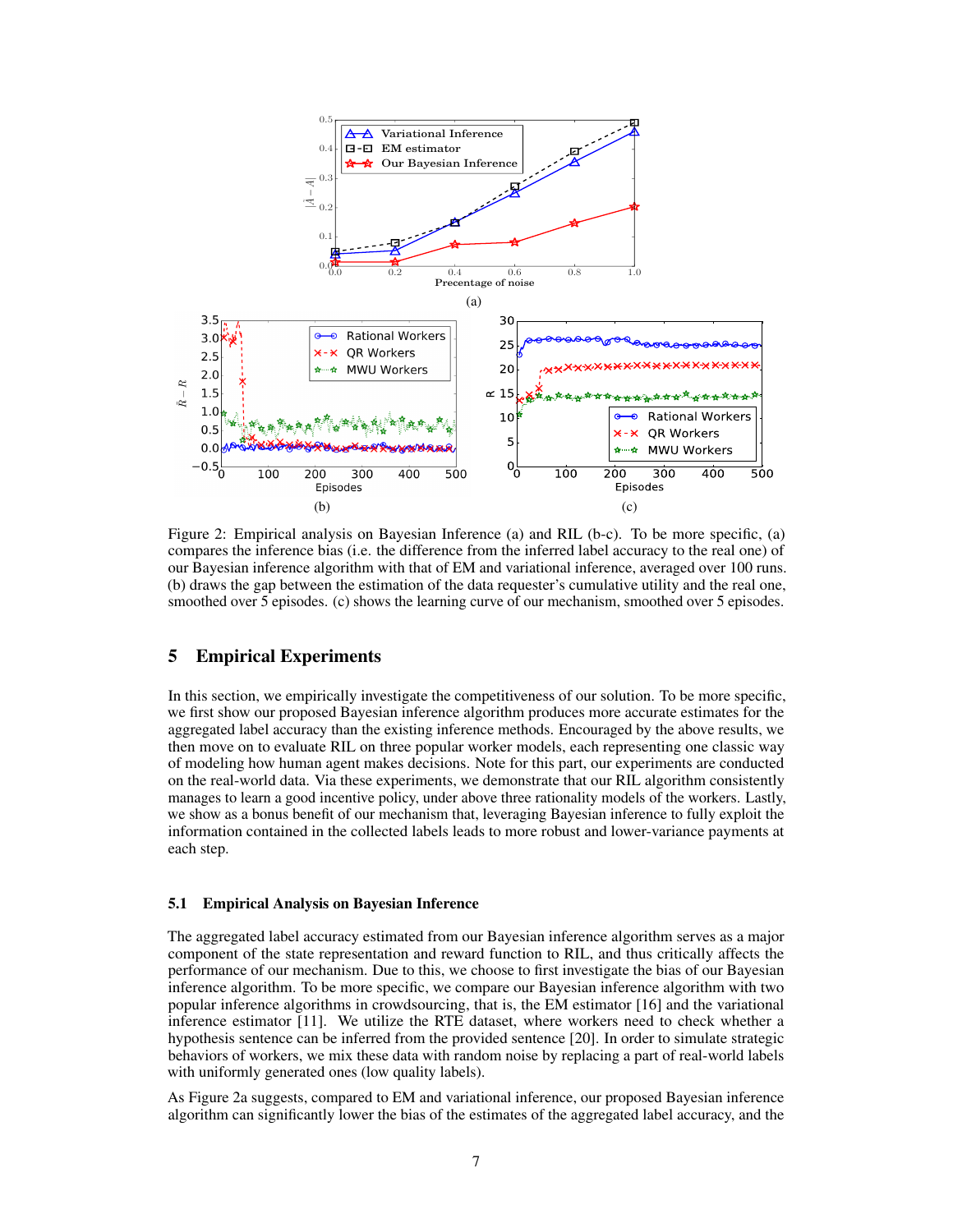Figure 2: Empirical analysis on Bayesian Inference (a) and RIL (b-c). To be more specific, (a) compares the inference bias (i.e. the difference from the inferred label accuracy to the real one) of our Bayesian inference algorithm with that of EM and variational inference, averaged over 100 runs. (b) draws the gap between the estimation of the data requester's cumulative utility and the real one, smoothed over 5 episodes. (c) shows the learning curve of our mechanism, smoothed over 5 episodes.

## 5 Empirical Experiments

In this section, we empirically investigate the competitiveness of our solution. To be more specific, we first show our proposed Bayesian inference algorithm produces more accurate estimates for the aggregated label accuracy than the existing inference methods. Encouraged by the above results, we then move on to evaluate RIL on three popular worker models, each representing one classic way of modeling how human agent makes decisions. Note for this part, our experiments are conducted on the real-world data. Via these experiments, we demonstrate that our RIL algorithm consistently manages to learn a good incentive policy, under above three rationality models of the workers. Lastly, we show as a bonus benefit of our mechanism that, leveraging Bayesian inference to fully exploit the information contained in the collected labels leads to more robust and lower-variance payments at each step.

### 5.1 Empirical Analysis on Bayesian Inference

The aggregated label accuracy estimated from our Bayesian inference algorithm serves as a major component of the state representation and reward function to RIL, and thus critically affects the performance of our mechanism. Due to this, we choose to first investigate the bias of our Bayesian inference algorithm. To be more specific, we compare our Bayesian inference algorithm with two popular inference algorithms in crowdsourcing, that is, the EM estimator [16] and the variational inference estimator [11]. We utilize the RTE dataset, where workers need to check whether a hypothesis sentence can be inferred from the provided sentence [20]. In order to simulate strategic behaviors of workers, we mix these data with random noise by replacing a part of real-world labels with uniformly generated ones (low quality labels).

As Figure 2a suggests, compared to EM and variational inference, our proposed Bayesian inference algorithm can significantly lower the bias of the estimates of the aggregated label accuracy, and the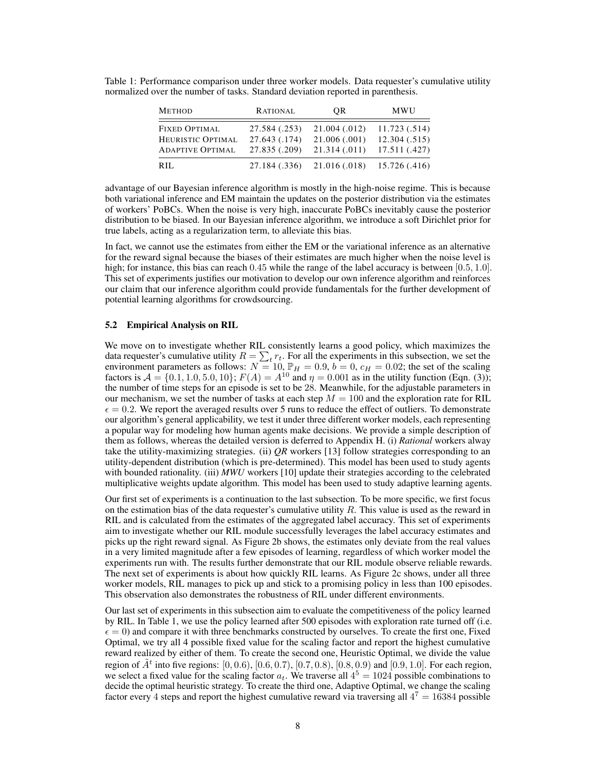Table 1: Performance comparison under three worker models. Data requester's cumulative utility normalized over the number of tasks. Standard deviation reported in parenthesis.

| METHOD | RATIONAL | QR | MWU |
|---|---|---|---|
| FIXED OPTIMAL | 27.584 (.253) | 21.004 (.012) | 11.723 (.514) |
| HEURISTIC OPTIMAL | 27.643 (.174) | 21.006 (.001) | 12.304 (.515) |
| ADAPTIVE OPTIMAL | 27.835 (.209) | 21.314 (.011) | 17.511 (.427) |
| RIL | 27.184 (.336) | 21.016 (.018) | 15.726 (.416) |

advantage of our Bayesian inference algorithm is mostly in the high-noise regime. This is because both variational inference and EM maintain the updates on the posterior distribution via the estimates of workers' PoBCs. When the noise is very high, inaccurate PoBCs inevitably cause the posterior distribution to be biased. In our Bayesian inference algorithm, we introduce a soft Dirichlet prior for true labels, acting as a regularization term, to alleviate this bias.

In fact, we cannot use the estimates from either the EM or the variational inference as an alternative for the reward signal because the biases of their estimates are much higher when the noise level is high; for instance, this bias can reach $0.45$ while the range of the label accuracy is between $[0.5, 1.0]$. This set of experiments justifies our motivation to develop our own inference algorithm and reinforces our claim that our inference algorithm could provide fundamentals for the further development of potential learning algorithms for crowdsourcing.

### 5.2 Empirical Analysis on RIL

We move on to investigate whether RIL consistently learns a good policy, which maximizes the data requester's cumulative utility $R = \sum_t r_t$. For all the experiments in this subsection, we set the environment parameters as follows: $N = 10$, $\mathbb{P}_H = 0.9$, $b = 0$, $c_H = 0.02$; the set of the scaling factors is $\mathcal{A} = \{0.1, 1.0, 5.0, 10\}$; $F(A) = A^{10}$ and $\eta = 0.001$ as in the utility function (Eqn. (3)); the number of time steps for an episode is set to be 28. Meanwhile, for the adjustable parameters in our mechanism, we set the number of tasks at each step $M = 100$ and the exploration rate for RIL $\epsilon = 0.2$. We report the averaged results over 5 runs to reduce the effect of outliers. To demonstrate our algorithm's general applicability, we test it under three different worker models, each representing a popular way for modeling how human agents make decisions. We provide a simple description of them as follows, whereas the detailed version is deferred to Appendix H. (i) *Rational* workers alway take the utility-maximizing strategies. (ii) *QR* workers [13] follow strategies corresponding to an utility-dependent distribution (which is pre-determined). This model has been used to study agents with bounded rationality. (iii) *MWU* workers [10] update their strategies according to the celebrated multiplicative weights update algorithm. This model has been used to study adaptive learning agents.

Our first set of experiments is a continuation to the last subsection. To be more specific, we first focus on the estimation bias of the data requester's cumulative utility $R$. This value is used as the reward in RIL and is calculated from the estimates of the aggregated label accuracy. This set of experiments aim to investigate whether our RIL module successfully leverages the label accuracy estimates and picks up the right reward signal. As Figure 2b shows, the estimates only deviate from the real values in a very limited magnitude after a few episodes of learning, regardless of which worker model the experiments run with. The results further demonstrate that our RIL module observe reliable rewards. The next set of experiments is about how quickly RIL learns. As Figure 2c shows, under all three worker models, RIL manages to pick up and stick to a promising policy in less than 100 episodes. This observation also demonstrates the robustness of RIL under different environments.

Our last set of experiments in this subsection aim to evaluate the competitiveness of the policy learned by RIL. In Table 1, we use the policy learned after 500 episodes with exploration rate turned off (i.e. $\epsilon = 0$) and compare it with three benchmarks constructed by ourselves. To create the first one, Fixed Optimal, we try all 4 possible fixed value for the scaling factor and report the highest cumulative reward realized by either of them. To create the second one, Heuristic Optimal, we divide the value region of $\tilde{A}^t$ into five regions: $[0, 0.6)$, $[0.6, 0.7)$, $[0.7, 0.8)$, $[0.8, 0.9)$ and $[0.9, 1.0]$. For each region, we select a fixed value for the scaling factor $a_t$. We traverse all $4^5 = 1024$ possible combinations to decide the optimal heuristic strategy. To create the third one, Adaptive Optimal, we change the scaling factor every $4$ steps and report the highest cumulative reward via traversing all $4^7 = 16384$ possible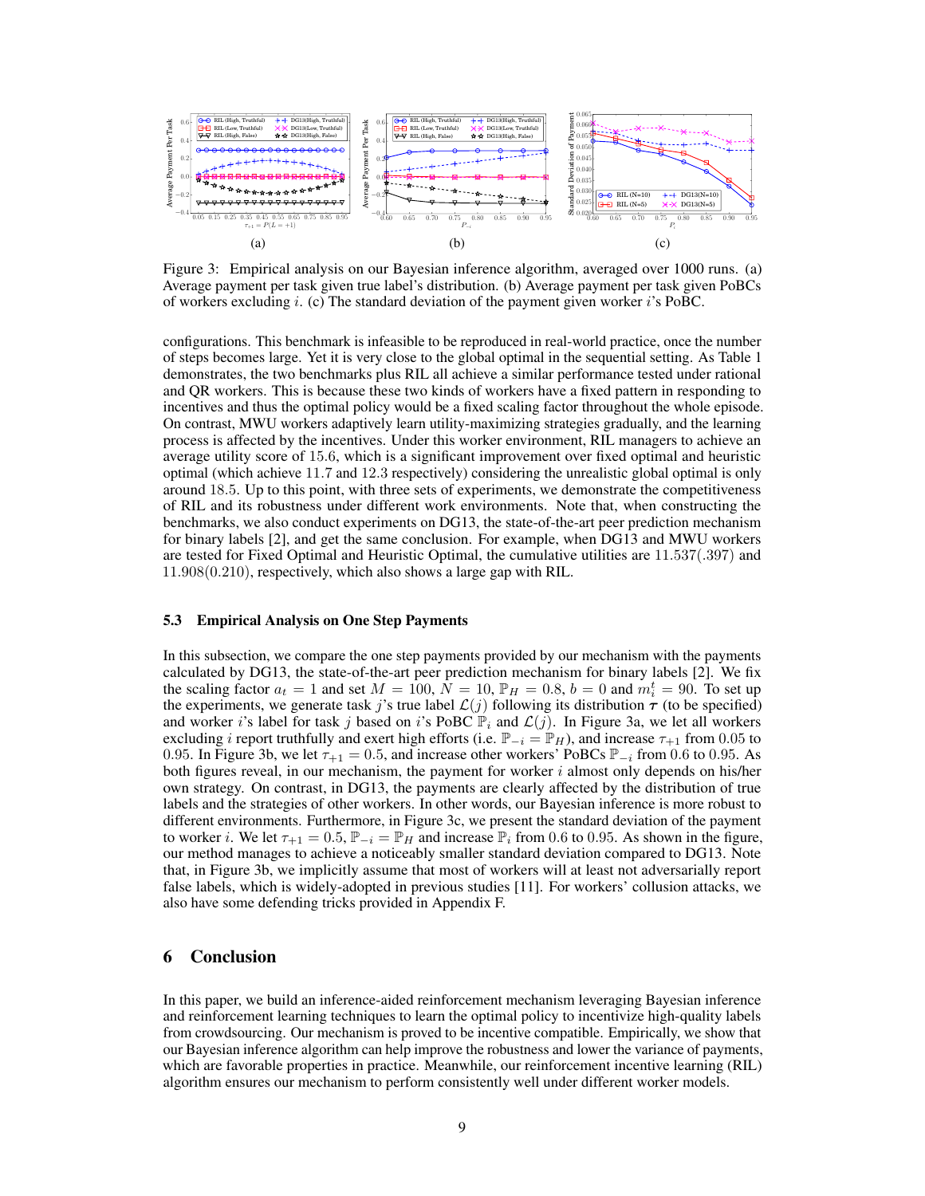Figure 3: Empirical analysis on our Bayesian inference algorithm, averaged over 1000 runs. (a) Average payment per task given true label's distribution. (b) Average payment per task given PoBCs of workers excluding $i$. (c) The standard deviation of the payment given worker $i$'s PoBC.

configurations. This benchmark is infeasible to be reproduced in real-world practice, once the number of steps becomes large. Yet it is very close to the global optimal in the sequential setting. As Table 1 demonstrates, the two benchmarks plus RIL all achieve a similar performance tested under rational and QR workers. This is because these two kinds of workers have a fixed pattern in responding to incentives and thus the optimal policy would be a fixed scaling factor throughout the whole episode. On contrast, MWU workers adaptively learn utility-maximizing strategies gradually, and the learning process is affected by the incentives. Under this worker environment, RIL managers to achieve an average utility score of 15.6, which is a significant improvement over fixed optimal and heuristic optimal (which achieve 11.7 and 12.3 respectively) considering the unrealistic global optimal is only around 18.5. Up to this point, with three sets of experiments, we demonstrate the competitiveness of RIL and its robustness under different work environments. Note that, when constructing the benchmarks, we also conduct experiments on DG13, the state-of-the-art peer prediction mechanism for binary labels [2], and get the same conclusion. For example, when DG13 and MWU workers are tested for Fixed Optimal and Heuristic Optimal, the cumulative utilities are $11.537(.397)$ and $11.908(0.210)$, respectively, which also shows a large gap with RIL.

### 5.3 Empirical Analysis on One Step Payments

In this subsection, we compare the one step payments provided by our mechanism with the payments calculated by DG13, the state-of-the-art peer prediction mechanism for binary labels [2]. We fix the scaling factor $a_t = 1$ and set $M = 100$, $N = 10$, $\mathbb{P}_H = 0.8$, $b = 0$ and $m_i^t = 90$. To set up the experiments, we generate task $j$'s true label $\mathcal{L}(j)$ following its distribution $\boldsymbol{\tau}$ (to be specified) and worker $i$'s label for task $j$ based on $i$'s PoBC $\mathbb{P}_i$ and $\mathcal{L}(j)$. In Figure 3a, we let all workers excluding $i$ report truthfully and exert high efforts (i.e. $\mathbb{P}_{-i} = \mathbb{P}_H$), and increase $\tau_{+1}$ from 0.05 to 0.95. In Figure 3b, we let $\tau_{+1} = 0.5$, and increase other workers' PoBCs $\mathbb{P}_{-i}$ from 0.6 to 0.95. As both figures reveal, in our mechanism, the payment for worker $i$ almost only depends on his/her own strategy. On contrast, in DG13, the payments are clearly affected by the distribution of true labels and the strategies of other workers. In other words, our Bayesian inference is more robust to different environments. Furthermore, in Figure 3c, we present the standard deviation of the payment to worker $i$. We let $\tau_{+1} = 0.5$, $\mathbb{P}_{-i} = \mathbb{P}_H$ and increase $\mathbb{P}_i$ from 0.6 to 0.95. As shown in the figure, our method manages to achieve a noticeably smaller standard deviation compared to DG13. Note that, in Figure 3b, we implicitly assume that most of workers will at least not adversarially report false labels, which is widely-adopted in previous studies [11]. For workers' collusion attacks, we also have some defending tricks provided in Appendix F.

## 6 Conclusion

In this paper, we build an inference-aided reinforcement mechanism leveraging Bayesian inference and reinforcement learning techniques to learn the optimal policy to incentivize high-quality labels from crowdsourcing. Our mechanism is proved to be incentive compatible. Empirically, we show that our Bayesian inference algorithm can help improve the robustness and lower the variance of payments, which are favorable properties in practice. Meanwhile, our reinforcement incentive learning (RIL) algorithm ensures our mechanism to perform consistently well under different worker models.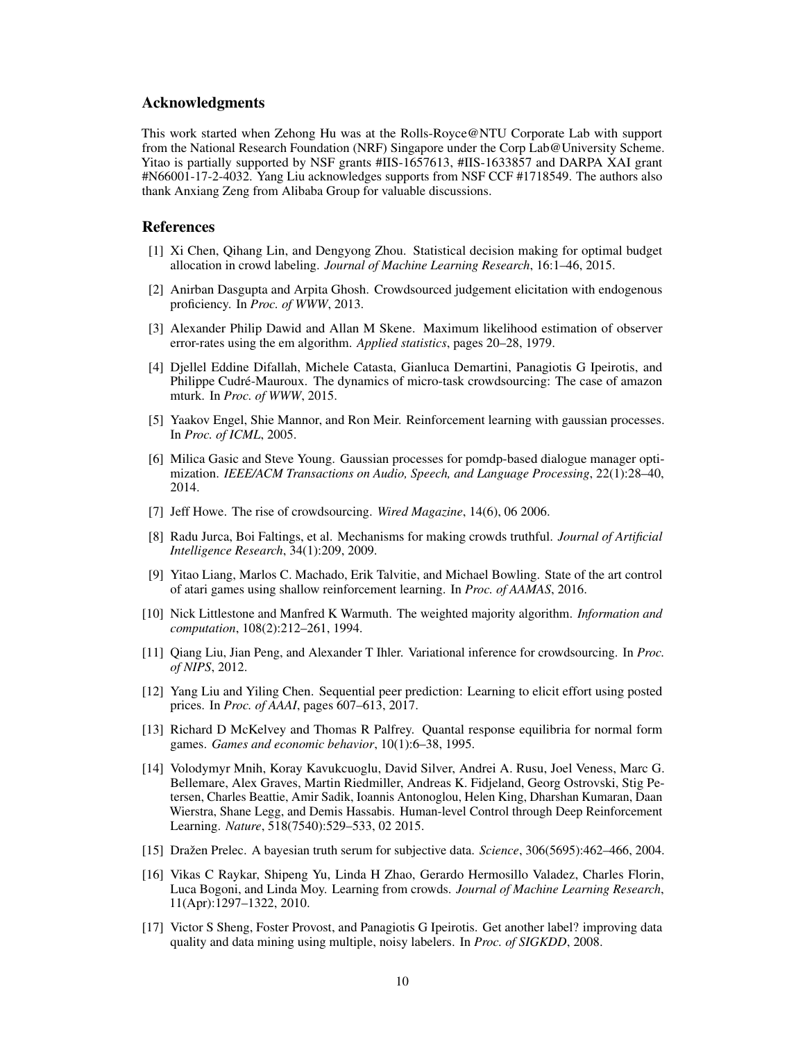## Acknowledgments

This work started when Zehong Hu was at the Rolls-Royce@NTU Corporate Lab with support from the National Research Foundation (NRF) Singapore under the Corp Lab@University Scheme. Yitao is partially supported by NSF grants #IIS-1657613, #IIS-1633857 and DARPA XAI grant #N66001-17-2-4032. Yang Liu acknowledges supports from NSF CCF #1718549. The authors also thank Anxiang Zeng from Alibaba Group for valuable discussions.

## References

[1] Xi Chen, Qihang Lin, and Dengyong Zhou. Statistical decision making for optimal budget allocation in crowd labeling. *Journal of Machine Learning Research*, 16:1–46, 2015.

[2] Anirban Dasgupta and Arpita Ghosh. Crowdsourced judgement elicitation with endogenous proficiency. In *Proc. of WWW*, 2013.

[3] Alexander Philip Dawid and Allan M Skene. Maximum likelihood estimation of observer error-rates using the em algorithm. *Applied statistics*, pages 20–28, 1979.

[4] Djellel Eddine Difallah, Michele Catasta, Gianluca Demartini, Panagiotis G Ipeirotis, and Philippe Cudré-Mauroux. The dynamics of micro-task crowdsourcing: The case of amazon mturk. In *Proc. of WWW*, 2015.

[5] Yaakov Engel, Shie Mannor, and Ron Meir. Reinforcement learning with gaussian processes. In *Proc. of ICML*, 2005.

[6] Milica Gasic and Steve Young. Gaussian processes for pomdp-based dialogue manager optimization. *IEEE/ACM Transactions on Audio, Speech, and Language Processing*, 22(1):28–40, 2014.

[7] Jeff Howe. The rise of crowdsourcing. *Wired Magazine*, 14(6), 06 2006.

[8] Radu Jurca, Boi Faltings, et al. Mechanisms for making crowds truthful. *Journal of Artificial Intelligence Research*, 34(1):209, 2009.

[9] Yitao Liang, Marlos C. Machado, Erik Talvitie, and Michael Bowling. State of the art control of atari games using shallow reinforcement learning. In *Proc. of AAMAS*, 2016.

[10] Nick Littlestone and Manfred K Warmuth. The weighted majority algorithm. *Information and computation*, 108(2):212–261, 1994.

[11] Qiang Liu, Jian Peng, and Alexander T Ihler. Variational inference for crowdsourcing. In *Proc. of NIPS*, 2012.

[12] Yang Liu and Yiling Chen. Sequential peer prediction: Learning to elicit effort using posted prices. In *Proc. of AAAI*, pages 607–613, 2017.

[13] Richard D McKelvey and Thomas R Palfrey. Quantal response equilibria for normal form games. *Games and economic behavior*, 10(1):6–38, 1995.

[14] Volodymyr Mnih, Koray Kavukcuoglu, David Silver, Andrei A. Rusu, Joel Veness, Marc G. Bellemare, Alex Graves, Martin Riedmiller, Andreas K. Fidjeland, Georg Ostrovski, Stig Petersen, Charles Beattie, Amir Sadik, Ioannis Antonoglou, Helen King, Dharshan Kumaran, Daan Wierstra, Shane Legg, and Demis Hassabis. Human-level Control through Deep Reinforcement Learning. *Nature*, 518(7540):529–533, 02 2015.

[15] Dražen Prelec. A bayesian truth serum for subjective data. *Science*, 306(5695):462–466, 2004.

[16] Vikas C Raykar, Shipeng Yu, Linda H Zhao, Gerardo Hermosillo Valadez, Charles Florin, Luca Bogoni, and Linda Moy. Learning from crowds. *Journal of Machine Learning Research*, 11(Apr):1297–1322, 2010.

[17] Victor S Sheng, Foster Provost, and Panagiotis G Ipeirotis. Get another label? improving data quality and data mining using multiple, noisy labelers. In *Proc. of SIGKDD*, 2008.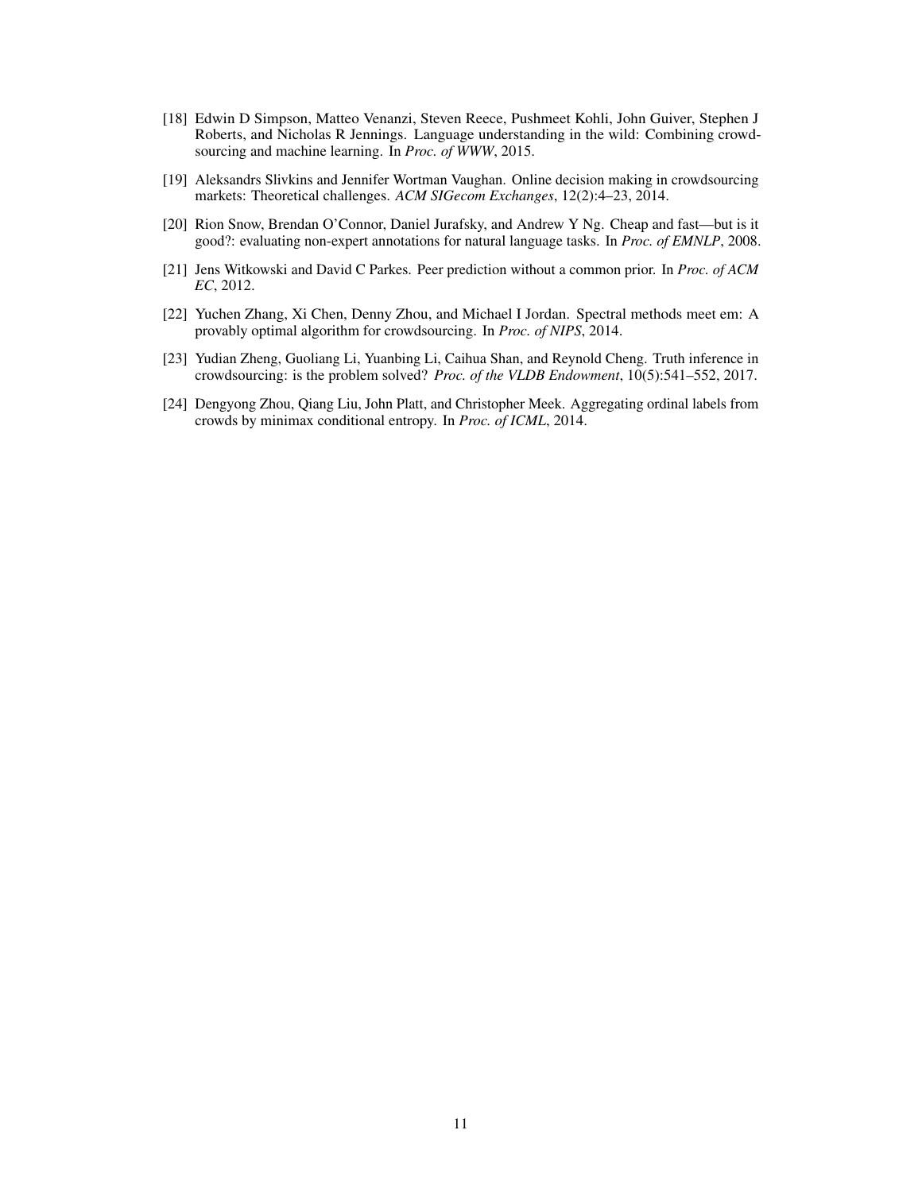[18] Edwin D Simpson, Matteo Venanzi, Steven Reece, Pushmeet Kohli, John Guiver, Stephen J Roberts, and Nicholas R Jennings. Language understanding in the wild: Combining crowdsourcing and machine learning. In *Proc. of WWW*, 2015.

[19] Aleksandrs Slivkins and Jennifer Wortman Vaughan. Online decision making in crowdsourcing markets: Theoretical challenges. *ACM SIGecom Exchanges*, 12(2):4–23, 2014.

[20] Rion Snow, Brendan O'Connor, Daniel Jurafsky, and Andrew Y Ng. Cheap and fast—but is it good?: evaluating non-expert annotations for natural language tasks. In *Proc. of EMNLP*, 2008.

[21] Jens Witkowski and David C Parkes. Peer prediction without a common prior. In *Proc. of ACM EC*, 2012.

[22] Yuchen Zhang, Xi Chen, Denny Zhou, and Michael I Jordan. Spectral methods meet em: A provably optimal algorithm for crowdsourcing. In *Proc. of NIPS*, 2014.

[23] Yudian Zheng, Guoliang Li, Yuanbing Li, Caihua Shan, and Reynold Cheng. Truth inference in crowdsourcing: is the problem solved? *Proc. of the VLDB Endowment*, 10(5):541–552, 2017.

[24] Dengyong Zhou, Qiang Liu, John Platt, and Christopher Meek. Aggregating ordinal labels from crowds by minimax conditional entropy. In *Proc. of ICML*, 2014.